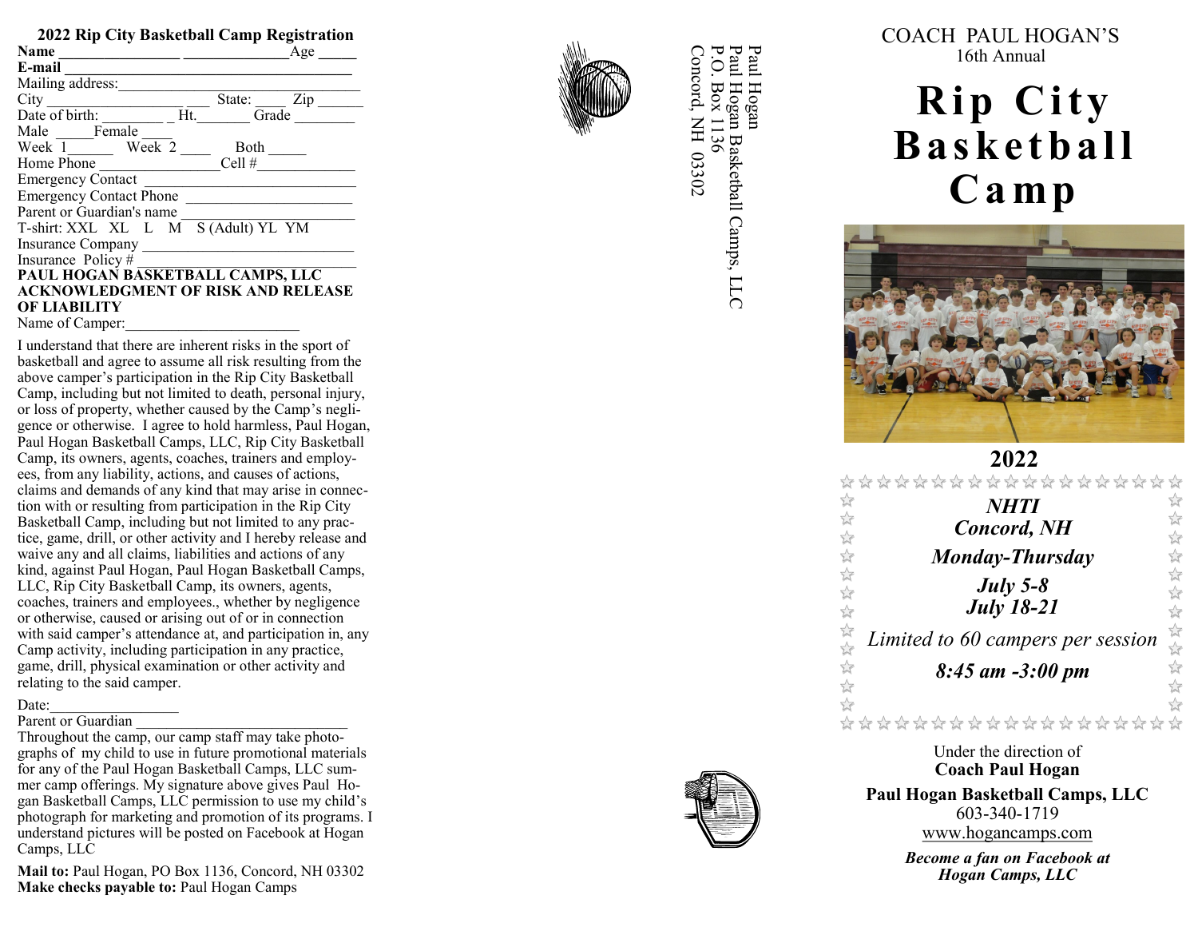## 2022 Rip City Basketball Camp Registration

**Name** ________________ ______________ Age _____

**E-mail** ________________________________________

Mailing address: ________________________________

City _______________________ State: ____ Zip ______

Date of birth: ________ _ Ht. _______ Grade ________

Male _____ Female ____

Week 1______ Week 2 ____ Both _____

Home Phone ________________ Cell # _____________

Emergency Contact ___________________________

Emergency Contact Phone ______________________

Parent or Guardian's name _____________________

T-shirt: XXL XL L M S (Adult) YL YM

Insurance Company ___________________________

Insurance Policy # ____________________________

**PAUL HOGAN BASKETBALL CAMPS, LLC ACKNOWLEDGMENT OF RISK AND RELEASE OF LIABILITY**

Name of Camper: _______________________

I understand that there are inherent risks in the sport of basketball and agree to assume all risk resulting from the above camper's participation in the Rip City Basketball Camp, including but not limited to death, personal injury, or loss of property, whether caused by the Camp's negligence or otherwise. I agree to hold harmless, Paul Hogan, Paul Hogan Basketball Camps, LLC, Rip City Basketball Camp, its owners, agents, coaches, trainers and employees, from any liability, actions, and causes of actions, claims and demands of any kind that may arise in connection with or resulting from participation in the Rip City Basketball Camp, including but not limited to any practice, game, drill, or other activity and I hereby release and waive any and all claims, liabilities and actions of any kind, against Paul Hogan, Paul Hogan Basketball Camps, LLC, Rip City Basketball Camp, its owners, agents, coaches, trainers and employees., whether by negligence or otherwise, caused or arising out of or in connection with said camper's attendance at, and participation in, any Camp activity, including participation in any practice, game, drill, physical examination or other activity and relating to the said camper.

Date: ________________

Parent or Guardian ____________________________

Throughout the camp, our camp staff may take photographs of my child to use in future promotional materials for any of the Paul Hogan Basketball Camps, LLC summer camp offerings. My signature above gives Paul Hogan Basketball Camps, LLC permission to use my child's photograph for marketing and promotion of its programs. I understand pictures will be posted on Facebook at Hogan Camps, LLC

**Mail to:** Paul Hogan, PO Box 1136, Concord, NH 03302

**Make checks payable to:** Paul Hogan Camps

Paul Hogan
Paul Hogan Basketball Camps, LLC
P.O. Box 1136
Concord, NH 03302

COACH PAUL HOGAN'S
16th Annual

# Rip City Basketball Camp

## 2022

***NHTI***
***Concord, NH***

***Monday-Thursday***

***July 5-8***
***July 18-21***

*Limited to 60 campers per session*

***8:45 am -3:00 pm***

Under the direction of
**Coach Paul Hogan**

**Paul Hogan Basketball Camps, LLC**
603-340-1719
www.hogancamps.com

***Become a fan on Facebook at Hogan Camps, LLC***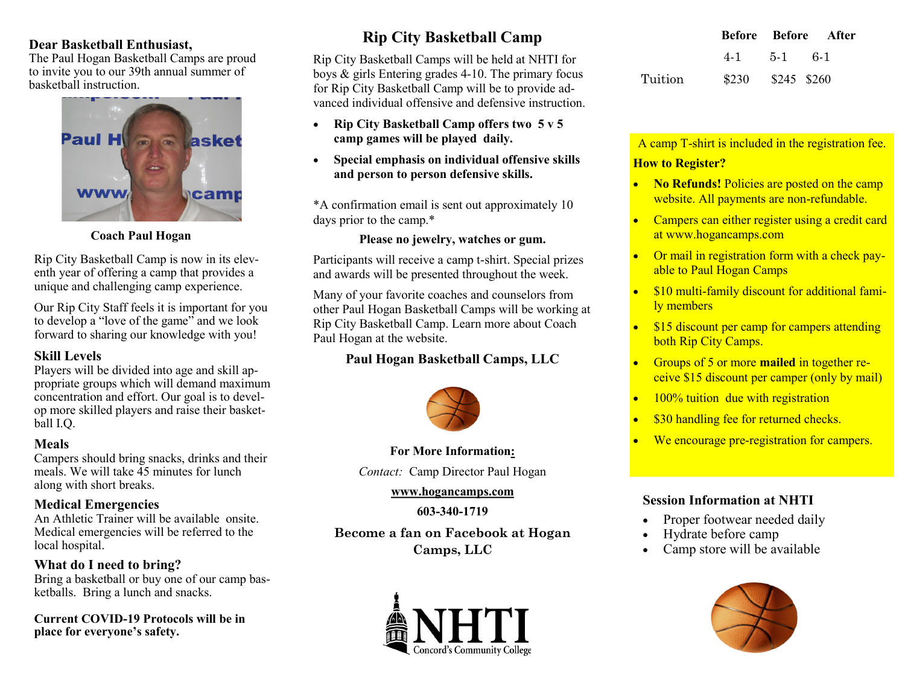**Dear Basketball Enthusiast,**
The Paul Hogan Basketball Camps are proud to invite you to our 39th annual summer of basketball instruction.

**Coach Paul Hogan**

Rip City Basketball Camp is now in its eleventh year of offering a camp that provides a unique and challenging camp experience.

Our Rip City Staff feels it is important for you to develop a "love of the game" and we look forward to sharing our knowledge with you!

### Skill Levels

Players will be divided into age and skill appropriate groups which will demand maximum concentration and effort. Our goal is to develop more skilled players and raise their basketball I.Q.

### Meals

Campers should bring snacks, drinks and their meals. We will take 45 minutes for lunch along with short breaks.

### Medical Emergencies

An Athletic Trainer will be available onsite. Medical emergencies will be referred to the local hospital.

### What do I need to bring?

Bring a basketball or buy one of our camp basketballs. Bring a lunch and snacks.

**Current COVID-19 Protocols will be in place for everyone's safety.**

## Rip City Basketball Camp

Rip City Basketball Camps will be held at NHTI for boys & girls Entering grades 4-10. The primary focus for Rip City Basketball Camp will be to provide advanced individual offensive and defensive instruction.

- **Rip City Basketball Camp offers two 5 v 5 camp games will be played daily.**
- **Special emphasis on individual offensive skills and person to person defensive skills.**

*A confirmation email is sent out approximately 10 days prior to the camp.*

**Please no jewelry, watches or gum.**

Participants will receive a camp t-shirt. Special prizes and awards will be presented throughout the week.

Many of your favorite coaches and counselors from other Paul Hogan Basketball Camps will be working at Rip City Basketball Camp. Learn more about Coach Paul Hogan at the website.

**Paul Hogan Basketball Camps, LLC**

**For More Information:**

*Contact:* Camp Director Paul Hogan

**www.hogancamps.com**

**603-340-1719**

**Become a fan on Facebook at Hogan Camps, LLC**

NHTI Concord's Community College

| | Before 4-1 | Before 5-1 | After 6-1 |
|---|---|---|---|
| Tuition | $230 | $245 | $260 |

A camp T-shirt is included in the registration fee.

**How to Register?**

- **No Refunds!** Policies are posted on the camp website. All payments are non-refundable.
- Campers can either register using a credit card at www.hogancamps.com
- Or mail in registration form with a check payable to Paul Hogan Camps
- $10 multi-family discount for additional family members
- $15 discount per camp for campers attending both Rip City Camps.
- Groups of 5 or more **mailed** in together receive $15 discount per camper (only by mail)
- 100% tuition due with registration
- $30 handling fee for returned checks.
- We encourage pre-registration for campers.

### Session Information at NHTI

- Proper footwear needed daily
- Hydrate before camp
- Camp store will be available